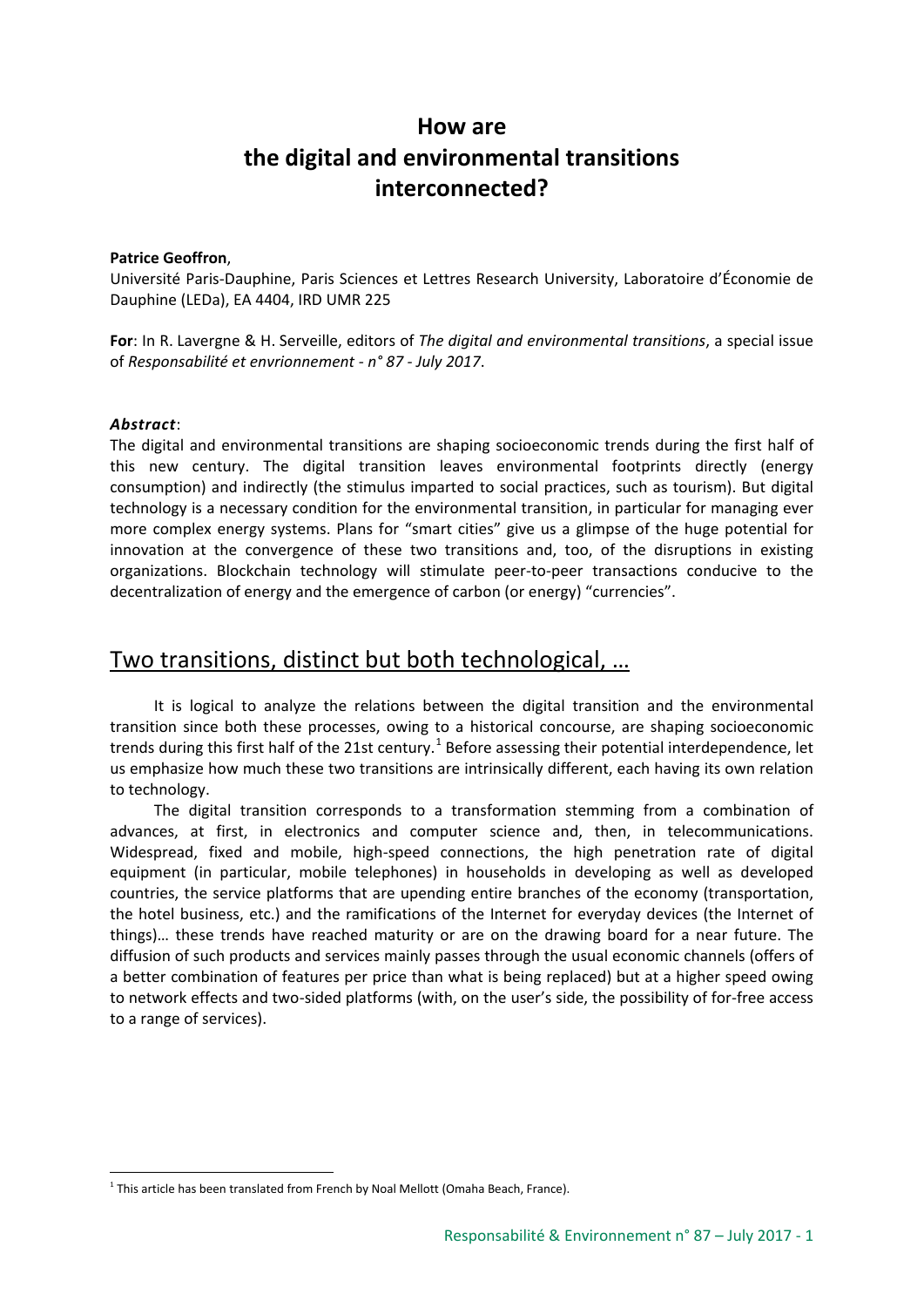# How are the digital and environmental transitions interconnected?

**Patrice Geoffron**,
Université Paris-Dauphine, Paris Sciences et Lettres Research University, Laboratoire d'Économie de Dauphine (LEDa), EA 4404, IRD UMR 225

**For**: In R. Lavergne & H. Serveille, editors of *The digital and environmental transitions*, a special issue of *Responsabilité et envrionnement - n° 87 - July 2017*.

***Abstract***:
The digital and environmental transitions are shaping socioeconomic trends during the first half of this new century. The digital transition leaves environmental footprints directly (energy consumption) and indirectly (the stimulus imparted to social practices, such as tourism). But digital technology is a necessary condition for the environmental transition, in particular for managing ever more complex energy systems. Plans for "smart cities" give us a glimpse of the huge potential for innovation at the convergence of these two transitions and, too, of the disruptions in existing organizations. Blockchain technology will stimulate peer-to-peer transactions conducive to the decentralization of energy and the emergence of carbon (or energy) "currencies".

## Two transitions, distinct but both technological, …

It is logical to analyze the relations between the digital transition and the environmental transition since both these processes, owing to a historical concourse, are shaping socioeconomic trends during this first half of the 21st century.[1] Before assessing their potential interdependence, let us emphasize how much these two transitions are intrinsically different, each having its own relation to technology.

The digital transition corresponds to a transformation stemming from a combination of advances, at first, in electronics and computer science and, then, in telecommunications. Widespread, fixed and mobile, high-speed connections, the high penetration rate of digital equipment (in particular, mobile telephones) in households in developing as well as developed countries, the service platforms that are upending entire branches of the economy (transportation, the hotel business, etc.) and the ramifications of the Internet for everyday devices (the Internet of things)… these trends have reached maturity or are on the drawing board for a near future. The diffusion of such products and services mainly passes through the usual economic channels (offers of a better combination of features per price than what is being replaced) but at a higher speed owing to network effects and two-sided platforms (with, on the user's side, the possibility of for-free access to a range of services).

[1] This article has been translated from French by Noal Mellott (Omaha Beach, France).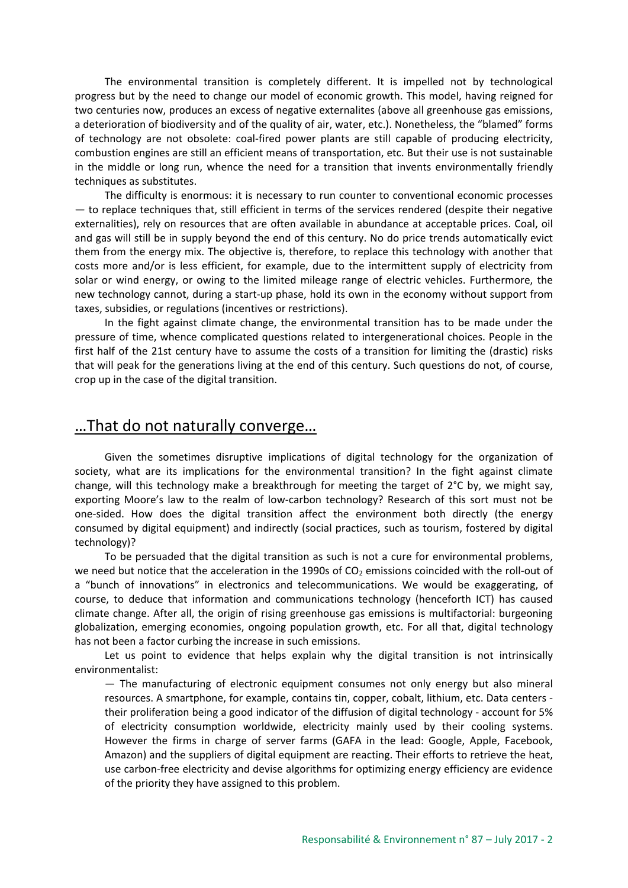The environmental transition is completely different. It is impelled not by technological progress but by the need to change our model of economic growth. This model, having reigned for two centuries now, produces an excess of negative externalites (above all greenhouse gas emissions, a deterioration of biodiversity and of the quality of air, water, etc.). Nonetheless, the "blamed" forms of technology are not obsolete: coal-fired power plants are still capable of producing electricity, combustion engines are still an efficient means of transportation, etc. But their use is not sustainable in the middle or long run, whence the need for a transition that invents environmentally friendly techniques as substitutes.

The difficulty is enormous: it is necessary to run counter to conventional economic processes — to replace techniques that, still efficient in terms of the services rendered (despite their negative externalities), rely on resources that are often available in abundance at acceptable prices. Coal, oil and gas will still be in supply beyond the end of this century. No do price trends automatically evict them from the energy mix. The objective is, therefore, to replace this technology with another that costs more and/or is less efficient, for example, due to the intermittent supply of electricity from solar or wind energy, or owing to the limited mileage range of electric vehicles. Furthermore, the new technology cannot, during a start-up phase, hold its own in the economy without support from taxes, subsidies, or regulations (incentives or restrictions).

In the fight against climate change, the environmental transition has to be made under the pressure of time, whence complicated questions related to intergenerational choices. People in the first half of the 21st century have to assume the costs of a transition for limiting the (drastic) risks that will peak for the generations living at the end of this century. Such questions do not, of course, crop up in the case of the digital transition.

## …That do not naturally converge…

Given the sometimes disruptive implications of digital technology for the organization of society, what are its implications for the environmental transition? In the fight against climate change, will this technology make a breakthrough for meeting the target of 2°C by, we might say, exporting Moore's law to the realm of low-carbon technology? Research of this sort must not be one-sided. How does the digital transition affect the environment both directly (the energy consumed by digital equipment) and indirectly (social practices, such as tourism, fostered by digital technology)?

To be persuaded that the digital transition as such is not a cure for environmental problems, we need but notice that the acceleration in the 1990s of $CO_2$ emissions coincided with the roll-out of a "bunch of innovations" in electronics and telecommunications. We would be exaggerating, of course, to deduce that information and communications technology (henceforth ICT) has caused climate change. After all, the origin of rising greenhouse gas emissions is multifactorial: burgeoning globalization, emerging economies, ongoing population growth, etc. For all that, digital technology has not been a factor curbing the increase in such emissions.

Let us point to evidence that helps explain why the digital transition is not intrinsically environmentalist:

— The manufacturing of electronic equipment consumes not only energy but also mineral resources. A smartphone, for example, contains tin, copper, cobalt, lithium, etc. Data centers - their proliferation being a good indicator of the diffusion of digital technology - account for 5% of electricity consumption worldwide, electricity mainly used by their cooling systems. However the firms in charge of server farms (GAFA in the lead: Google, Apple, Facebook, Amazon) and the suppliers of digital equipment are reacting. Their efforts to retrieve the heat, use carbon-free electricity and devise algorithms for optimizing energy efficiency are evidence of the priority they have assigned to this problem.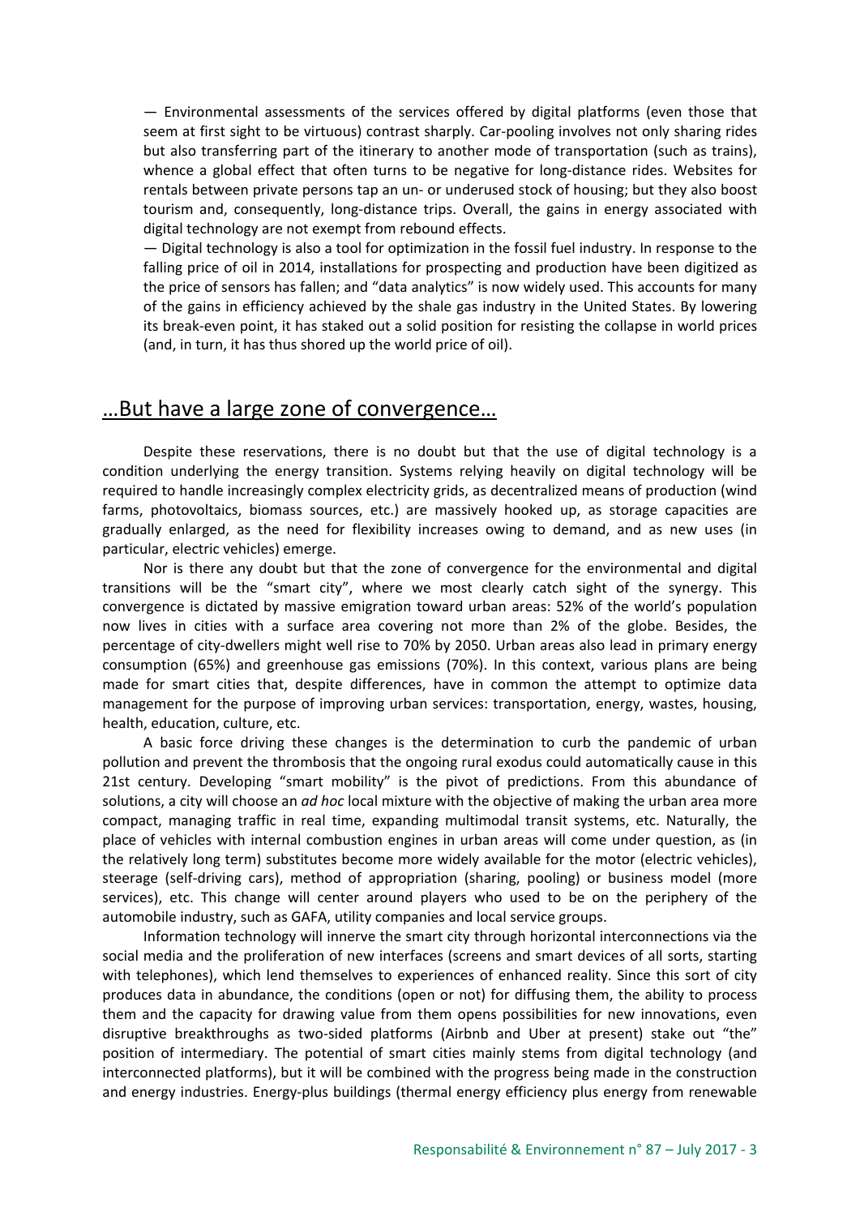— Environmental assessments of the services offered by digital platforms (even those that seem at first sight to be virtuous) contrast sharply. Car-pooling involves not only sharing rides but also transferring part of the itinerary to another mode of transportation (such as trains), whence a global effect that often turns to be negative for long-distance rides. Websites for rentals between private persons tap an un- or underused stock of housing; but they also boost tourism and, consequently, long-distance trips. Overall, the gains in energy associated with digital technology are not exempt from rebound effects.

— Digital technology is also a tool for optimization in the fossil fuel industry. In response to the falling price of oil in 2014, installations for prospecting and production have been digitized as the price of sensors has fallen; and "data analytics" is now widely used. This accounts for many of the gains in efficiency achieved by the shale gas industry in the United States. By lowering its break-even point, it has staked out a solid position for resisting the collapse in world prices (and, in turn, it has thus shored up the world price of oil).

## …But have a large zone of convergence…

Despite these reservations, there is no doubt but that the use of digital technology is a condition underlying the energy transition. Systems relying heavily on digital technology will be required to handle increasingly complex electricity grids, as decentralized means of production (wind farms, photovoltaics, biomass sources, etc.) are massively hooked up, as storage capacities are gradually enlarged, as the need for flexibility increases owing to demand, and as new uses (in particular, electric vehicles) emerge.

Nor is there any doubt but that the zone of convergence for the environmental and digital transitions will be the "smart city", where we most clearly catch sight of the synergy. This convergence is dictated by massive emigration toward urban areas: 52% of the world's population now lives in cities with a surface area covering not more than 2% of the globe. Besides, the percentage of city-dwellers might well rise to 70% by 2050. Urban areas also lead in primary energy consumption (65%) and greenhouse gas emissions (70%). In this context, various plans are being made for smart cities that, despite differences, have in common the attempt to optimize data management for the purpose of improving urban services: transportation, energy, wastes, housing, health, education, culture, etc.

A basic force driving these changes is the determination to curb the pandemic of urban pollution and prevent the thrombosis that the ongoing rural exodus could automatically cause in this 21st century. Developing "smart mobility" is the pivot of predictions. From this abundance of solutions, a city will choose an *ad hoc* local mixture with the objective of making the urban area more compact, managing traffic in real time, expanding multimodal transit systems, etc. Naturally, the place of vehicles with internal combustion engines in urban areas will come under question, as (in the relatively long term) substitutes become more widely available for the motor (electric vehicles), steerage (self-driving cars), method of appropriation (sharing, pooling) or business model (more services), etc. This change will center around players who used to be on the periphery of the automobile industry, such as GAFA, utility companies and local service groups.

Information technology will innerve the smart city through horizontal interconnections via the social media and the proliferation of new interfaces (screens and smart devices of all sorts, starting with telephones), which lend themselves to experiences of enhanced reality. Since this sort of city produces data in abundance, the conditions (open or not) for diffusing them, the ability to process them and the capacity for drawing value from them opens possibilities for new innovations, even disruptive breakthroughs as two-sided platforms (Airbnb and Uber at present) stake out "the" position of intermediary. The potential of smart cities mainly stems from digital technology (and interconnected platforms), but it will be combined with the progress being made in the construction and energy industries. Energy-plus buildings (thermal energy efficiency plus energy from renewable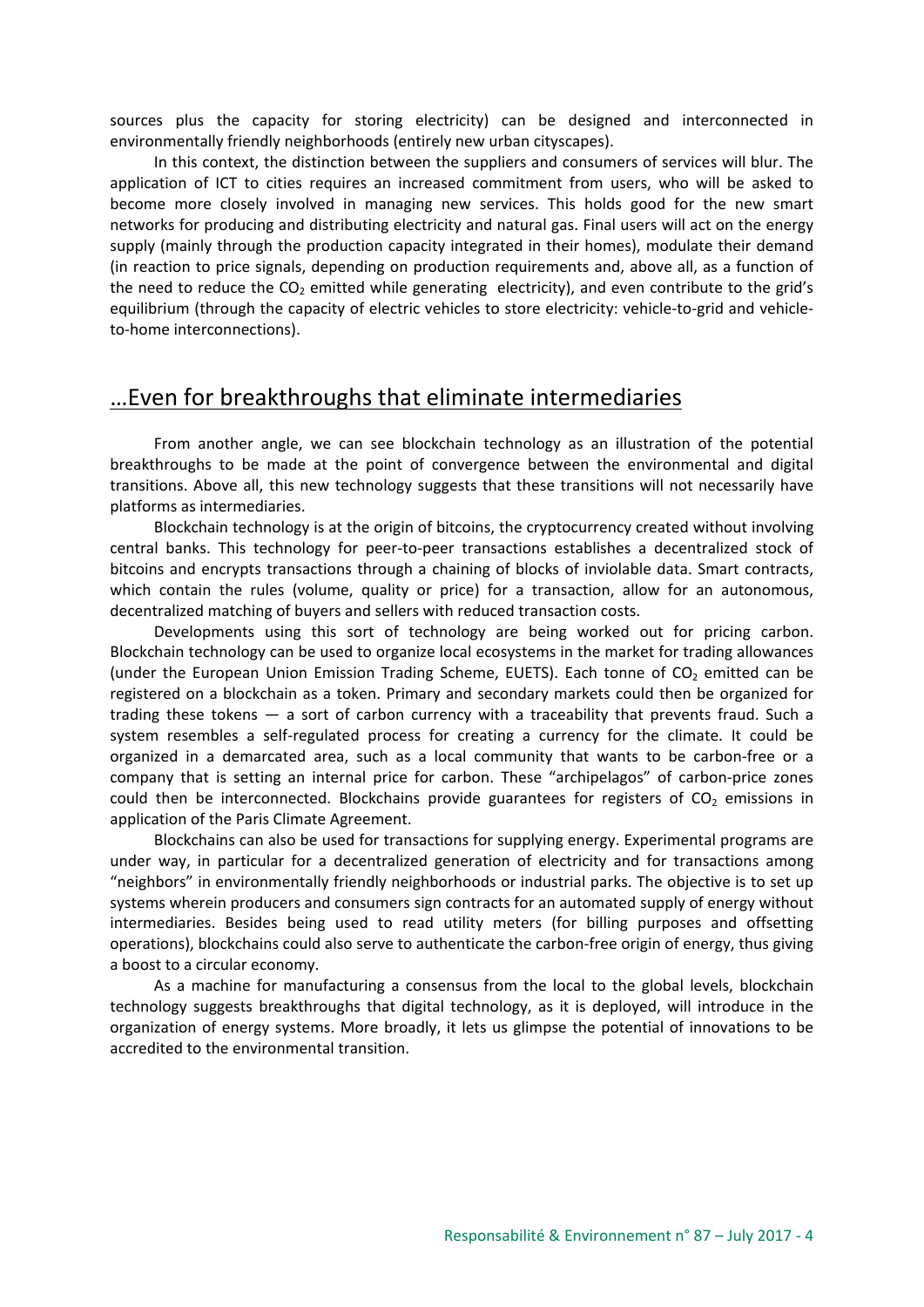sources plus the capacity for storing electricity) can be designed and interconnected in environmentally friendly neighborhoods (entirely new urban cityscapes).

In this context, the distinction between the suppliers and consumers of services will blur. The application of ICT to cities requires an increased commitment from users, who will be asked to become more closely involved in managing new services. This holds good for the new smart networks for producing and distributing electricity and natural gas. Final users will act on the energy supply (mainly through the production capacity integrated in their homes), modulate their demand (in reaction to price signals, depending on production requirements and, above all, as a function of the need to reduce the $CO_2$ emitted while generating electricity), and even contribute to the grid's equilibrium (through the capacity of electric vehicles to store electricity: vehicle-to-grid and vehicle-to-home interconnections).

## …Even for breakthroughs that eliminate intermediaries

From another angle, we can see blockchain technology as an illustration of the potential breakthroughs to be made at the point of convergence between the environmental and digital transitions. Above all, this new technology suggests that these transitions will not necessarily have platforms as intermediaries.

Blockchain technology is at the origin of bitcoins, the cryptocurrency created without involving central banks. This technology for peer-to-peer transactions establishes a decentralized stock of bitcoins and encrypts transactions through a chaining of blocks of inviolable data. Smart contracts, which contain the rules (volume, quality or price) for a transaction, allow for an autonomous, decentralized matching of buyers and sellers with reduced transaction costs.

Developments using this sort of technology are being worked out for pricing carbon. Blockchain technology can be used to organize local ecosystems in the market for trading allowances (under the European Union Emission Trading Scheme, EUETS). Each tonne of $CO_2$ emitted can be registered on a blockchain as a token. Primary and secondary markets could then be organized for trading these tokens — a sort of carbon currency with a traceability that prevents fraud. Such a system resembles a self-regulated process for creating a currency for the climate. It could be organized in a demarcated area, such as a local community that wants to be carbon-free or a company that is setting an internal price for carbon. These "archipelagos" of carbon-price zones could then be interconnected. Blockchains provide guarantees for registers of $CO_2$ emissions in application of the Paris Climate Agreement.

Blockchains can also be used for transactions for supplying energy. Experimental programs are under way, in particular for a decentralized generation of electricity and for transactions among "neighbors" in environmentally friendly neighborhoods or industrial parks. The objective is to set up systems wherein producers and consumers sign contracts for an automated supply of energy without intermediaries. Besides being used to read utility meters (for billing purposes and offsetting operations), blockchains could also serve to authenticate the carbon-free origin of energy, thus giving a boost to a circular economy.

As a machine for manufacturing a consensus from the local to the global levels, blockchain technology suggests breakthroughs that digital technology, as it is deployed, will introduce in the organization of energy systems. More broadly, it lets us glimpse the potential of innovations to be accredited to the environmental transition.